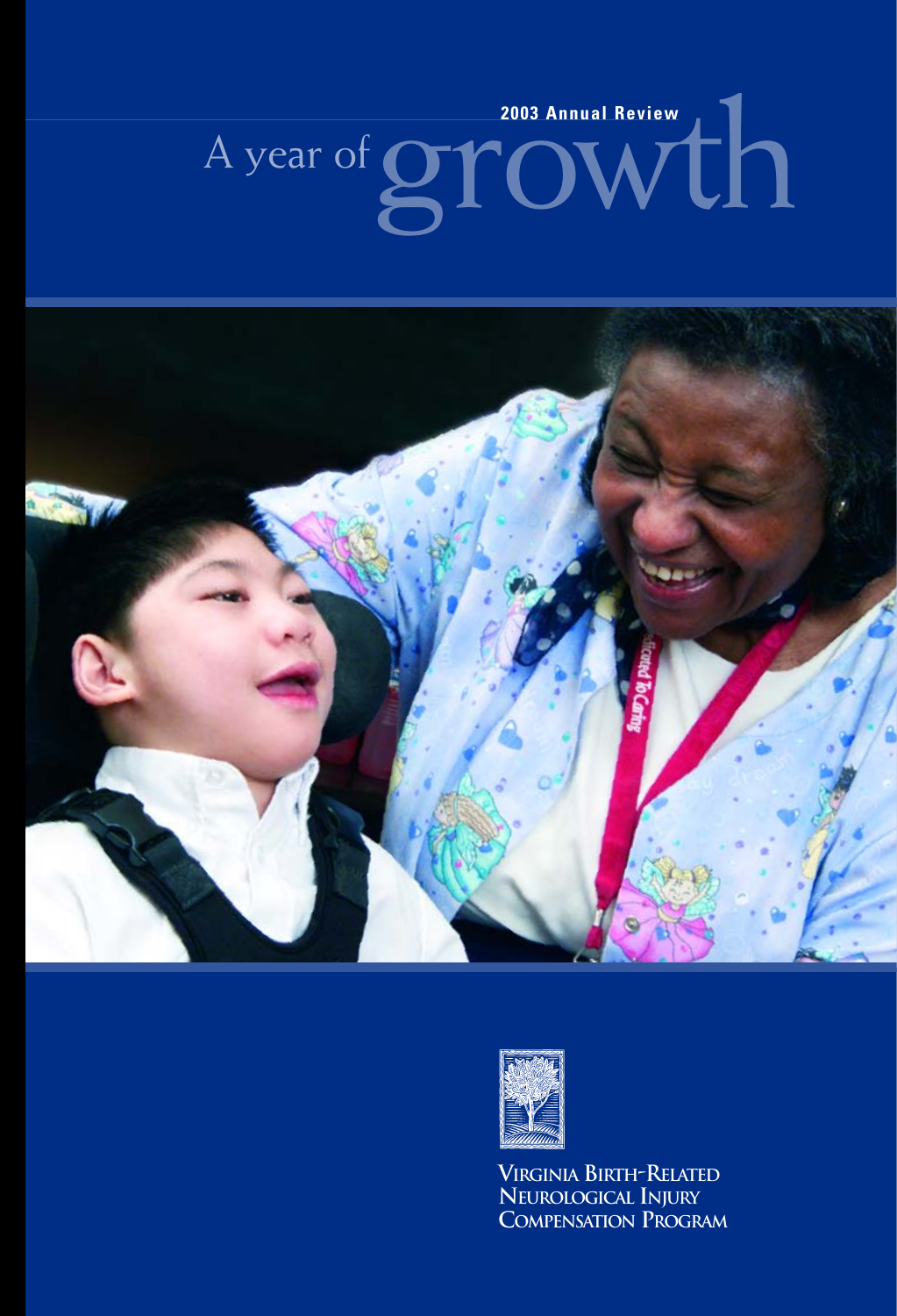2003 Annual Review

# A year of growth

Virginia Birth-Related Neurological Injury Compensation Program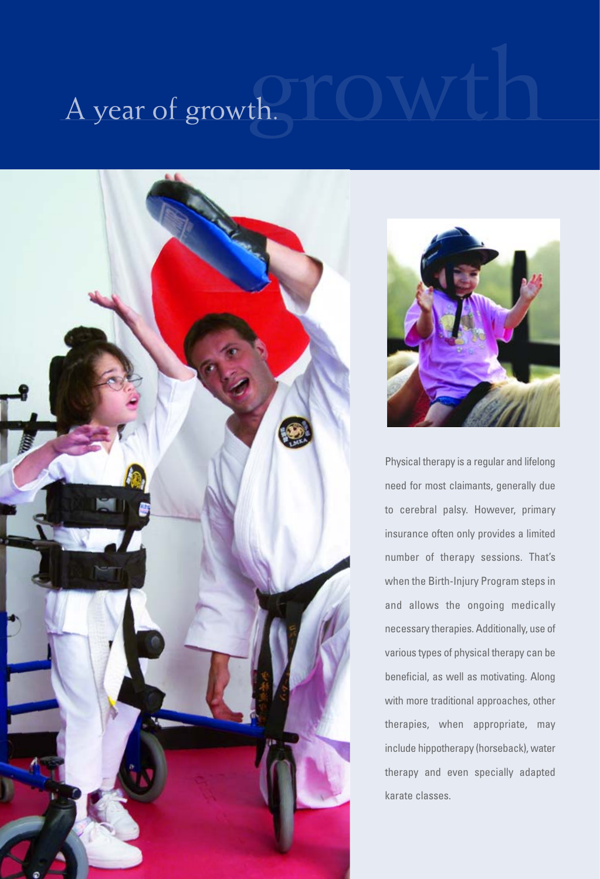# A year of growth.

Physical therapy is a regular and lifelong need for most claimants, generally due to cerebral palsy. However, primary insurance often only provides a limited number of therapy sessions. That's when the Birth-Injury Program steps in and allows the ongoing medically necessary therapies. Additionally, use of various types of physical therapy can be beneficial, as well as motivating. Along with more traditional approaches, other therapies, when appropriate, may include hippotherapy (horseback), water therapy and even specially adapted karate classes.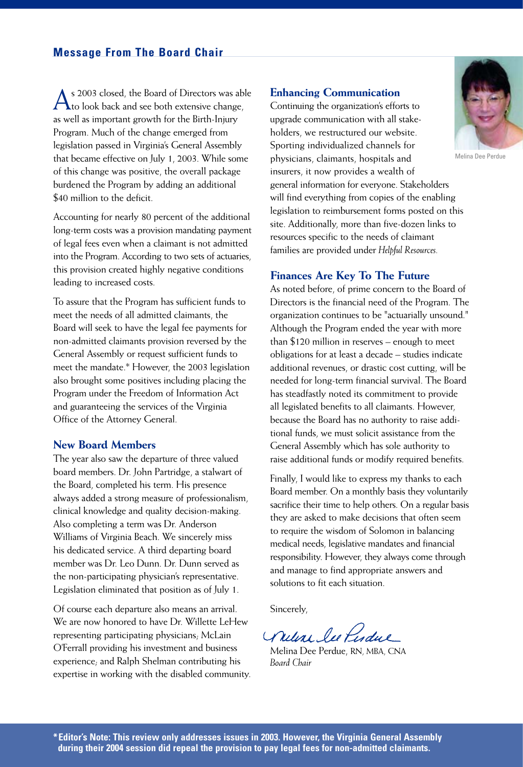## Message From The Board Chair

As 2003 closed, the Board of Directors was able to look back and see both extensive change, as well as important growth for the Birth-Injury Program. Much of the change emerged from legislation passed in Virginia's General Assembly that became effective on July 1, 2003. While some of this change was positive, the overall package burdened the Program by adding an additional $40 million to the deficit.

Accounting for nearly 80 percent of the additional long-term costs was a provision mandating payment of legal fees even when a claimant is not admitted into the Program. According to two sets of actuaries, this provision created highly negative conditions leading to increased costs.

To assure that the Program has sufficient funds to meet the needs of all admitted claimants, the Board will seek to have the legal fee payments for non-admitted claimants provision reversed by the General Assembly or request sufficient funds to meet the mandate.* However, the 2003 legislation also brought some positives including placing the Program under the Freedom of Information Act and guaranteeing the services of the Virginia Office of the Attorney General.

### New Board Members

The year also saw the departure of three valued board members. Dr. John Partridge, a stalwart of the Board, completed his term. His presence always added a strong measure of professionalism, clinical knowledge and quality decision-making. Also completing a term was Dr. Anderson Williams of Virginia Beach. We sincerely miss his dedicated service. A third departing board member was Dr. Leo Dunn. Dr. Dunn served as the non-participating physician's representative. Legislation eliminated that position as of July 1.

Of course each departure also means an arrival. We are now honored to have Dr. Willette LeHew representing participating physicians; McLain O'Ferrall providing his investment and business experience; and Ralph Shelman contributing his expertise in working with the disabled community.

### Enhancing Communication

Continuing the organization's efforts to upgrade communication with all stakeholders, we restructured our website. Sporting individualized channels for physicians, claimants, hospitals and insurers, it now provides a wealth of general information for everyone. Stakeholders will find everything from copies of the enabling legislation to reimbursement forms posted on this site. Additionally, more than five-dozen links to resources specific to the needs of claimant families are provided under *Helpful Resources.*

Melina Dee Perdue

### Finances Are Key To The Future

As noted before, of prime concern to the Board of Directors is the financial need of the Program. The organization continues to be "actuarially unsound." Although the Program ended the year with more than $120 million in reserves – enough to meet obligations for at least a decade – studies indicate additional revenues, or drastic cost cutting, will be needed for long-term financial survival. The Board has steadfastly noted its commitment to provide all legislated benefits to all claimants. However, because the Board has no authority to raise additional funds, we must solicit assistance from the General Assembly which has sole authority to raise additional funds or modify required benefits.

Finally, I would like to express my thanks to each Board member. On a monthly basis they voluntarily sacrifice their time to help others. On a regular basis they are asked to make decisions that often seem to require the wisdom of Solomon in balancing medical needs, legislative mandates and financial responsibility. However, they always come through and manage to find appropriate answers and solutions to fit each situation.

Sincerely,

Melina Dee Perdue, RN, MBA, CNA
*Board Chair*

**\*Editor's Note: This review only addresses issues in 2003. However, the Virginia General Assembly during their 2004 session did repeal the provision to pay legal fees for non-admitted claimants.**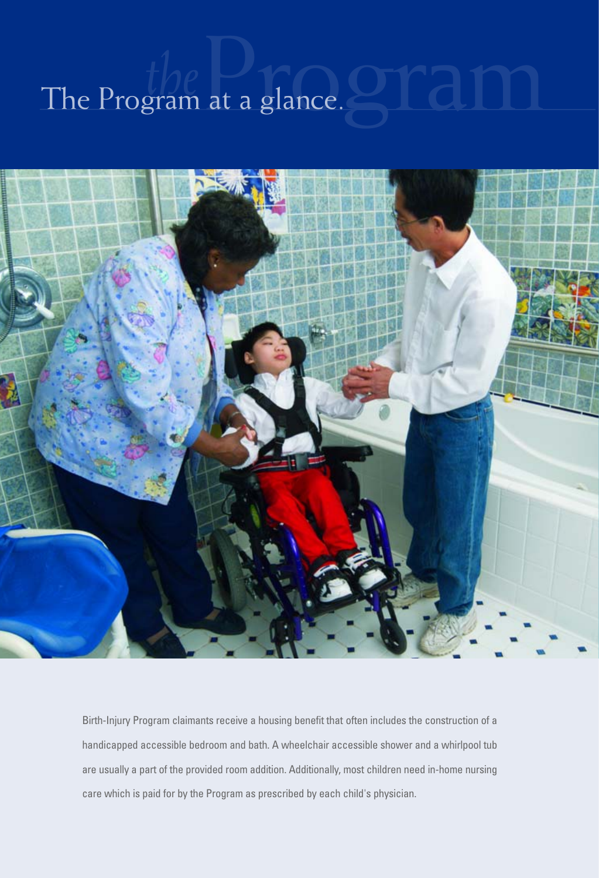# The Program at a glance.

Birth-Injury Program claimants receive a housing benefit that often includes the construction of a handicapped accessible bedroom and bath. A wheelchair accessible shower and a whirlpool tub are usually a part of the provided room addition. Additionally, most children need in-home nursing care which is paid for by the Program as prescribed by each child's physician.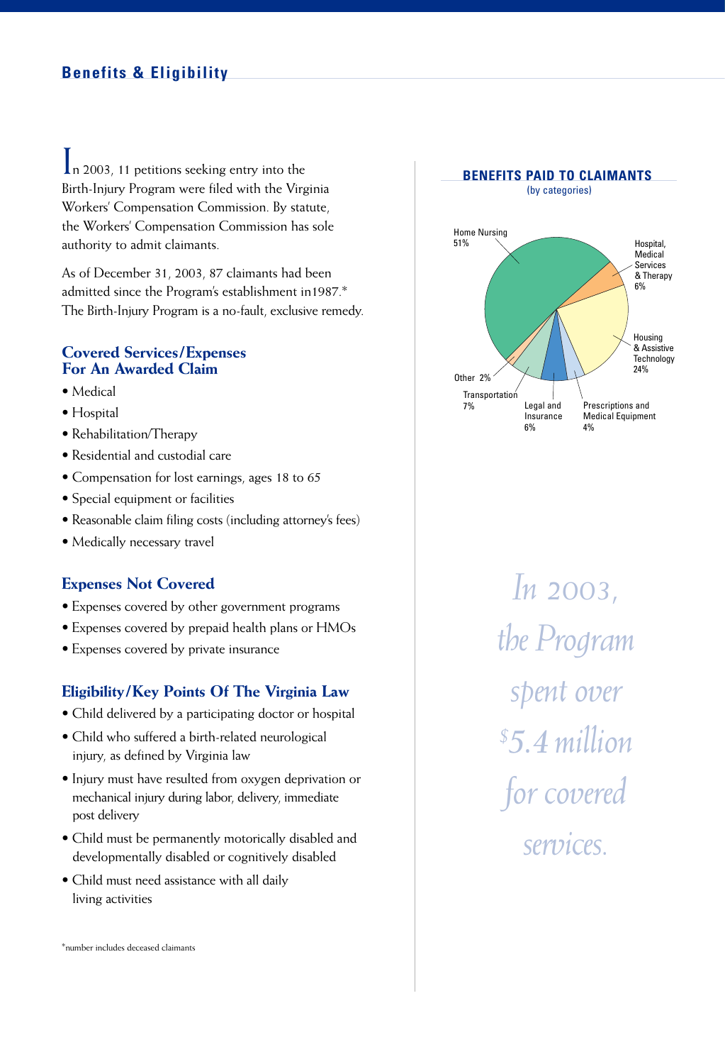## Benefits & Eligibility

In 2003, 11 petitions seeking entry into the Birth-Injury Program were filed with the Virginia Workers' Compensation Commission. By statute, the Workers' Compensation Commission has sole authority to admit claimants.

As of December 31, 2003, 87 claimants had been admitted since the Program's establishment in1987.* The Birth-Injury Program is a no-fault, exclusive remedy.

### Covered Services/Expenses For An Awarded Claim

- Medical
- Hospital
- Rehabilitation/Therapy
- Residential and custodial care
- Compensation for lost earnings, ages 18 to 65
- Special equipment or facilities
- Reasonable claim filing costs (including attorney's fees)
- Medically necessary travel

### Expenses Not Covered

- Expenses covered by other government programs
- Expenses covered by prepaid health plans or HMOs
- Expenses covered by private insurance

### Eligibility/Key Points Of The Virginia Law

- Child delivered by a participating doctor or hospital
- Child who suffered a birth-related neurological injury, as defined by Virginia law
- Injury must have resulted from oxygen deprivation or mechanical injury during labor, delivery, immediate post delivery
- Child must be permanently motorically disabled and developmentally disabled or cognitively disabled
- Child must need assistance with all daily living activities

*number includes deceased claimants

**BENEFITS PAID TO CLAIMANTS**
(by categories)

| Category | Percentage |
|---|---|
| Home Nursing | 51% |
| Hospital, Medical Services & Therapy | 6% |
| Housing & Assistive Technology | 24% |
| Prescriptions and Medical Equipment | 4% |
| Legal and Insurance | 6% |
| Transportation | 7% |
| Other | 2% |

*In 2003, the Program spent over $5.4 million for covered services.*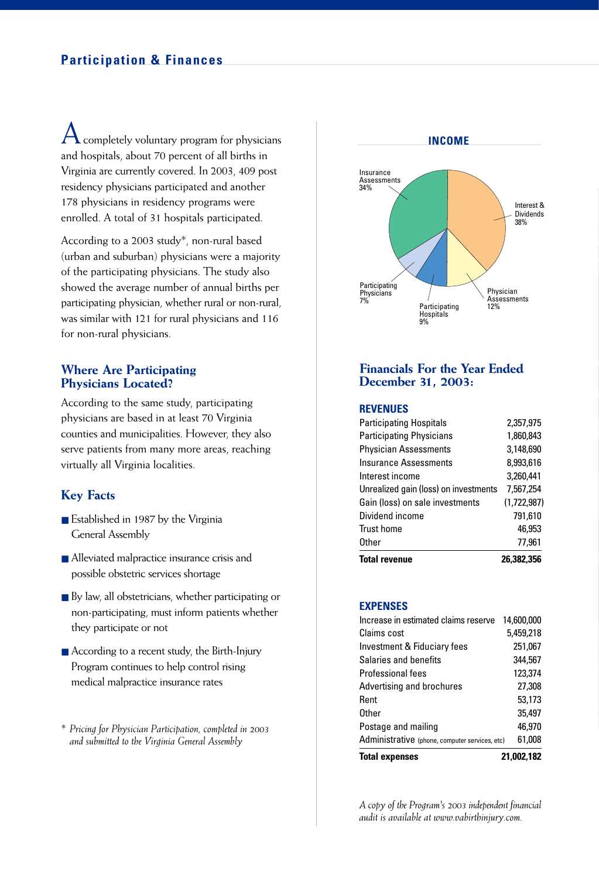## Participation & Finances

A completely voluntary program for physicians and hospitals, about 70 percent of all births in Virginia are currently covered. In 2003, 409 post residency physicians participated and another 178 physicians in residency programs were enrolled. A total of 31 hospitals participated.

According to a 2003 study*, non-rural based (urban and suburban) physicians were a majority of the participating physicians. The study also showed the average number of annual births per participating physician, whether rural or non-rural, was similar with 121 for rural physicians and 116 for non-rural physicians.

### Where Are Participating Physicians Located?

According to the same study, participating physicians are based in at least 70 Virginia counties and municipalities. However, they also serve patients from many more areas, reaching virtually all Virginia localities.

### Key Facts

- Established in 1987 by the Virginia General Assembly
- Alleviated malpractice insurance crisis and possible obstetric services shortage
- By law, all obstetricians, whether participating or non-participating, must inform patients whether they participate or not
- According to a recent study, the Birth-Injury Program continues to help control rising medical malpractice insurance rates

\* *Pricing for Physician Participation, completed in 2003 and submitted to the Virginia General Assembly*

**INCOME**

- Insurance Assessments 34%
- Interest & Dividends 38%
- Physician Assessments 12%
- Participating Hospitals 9%
- Participating Physicians 7%

### Financials For the Year Ended December 31, 2003:

**REVENUES**

| | |
|---|---|
| Participating Hospitals | 2,357,975 |
| Participating Physicians | 1,860,843 |
| Physician Assessments | 3,148,690 |
| Insurance Assessments | 8,993,616 |
| Interest income | 3,260,441 |
| Unrealized gain (loss) on investments | 7,567,254 |
| Gain (loss) on sale investments | (1,722,987) |
| Dividend income | 791,610 |
| Trust home | 46,953 |
| Other | 77,961 |
| **Total revenue** | **26,382,356** |

**EXPENSES**

| | |
|---|---|
| Increase in estimated claims reserve | 14,600,000 |
| Claims cost | 5,459,218 |
| Investment & Fiduciary fees | 251,067 |
| Salaries and benefits | 344,567 |
| Professional fees | 123,374 |
| Advertising and brochures | 27,308 |
| Rent | 53,173 |
| Other | 35,497 |
| Postage and mailing | 46,970 |
| Administrative (phone, computer services, etc) | 61,008 |
| **Total expenses** | **21,002,182** |

*A copy of the Program's 2003 independent financial audit is available at www.vabirthinjury.com.*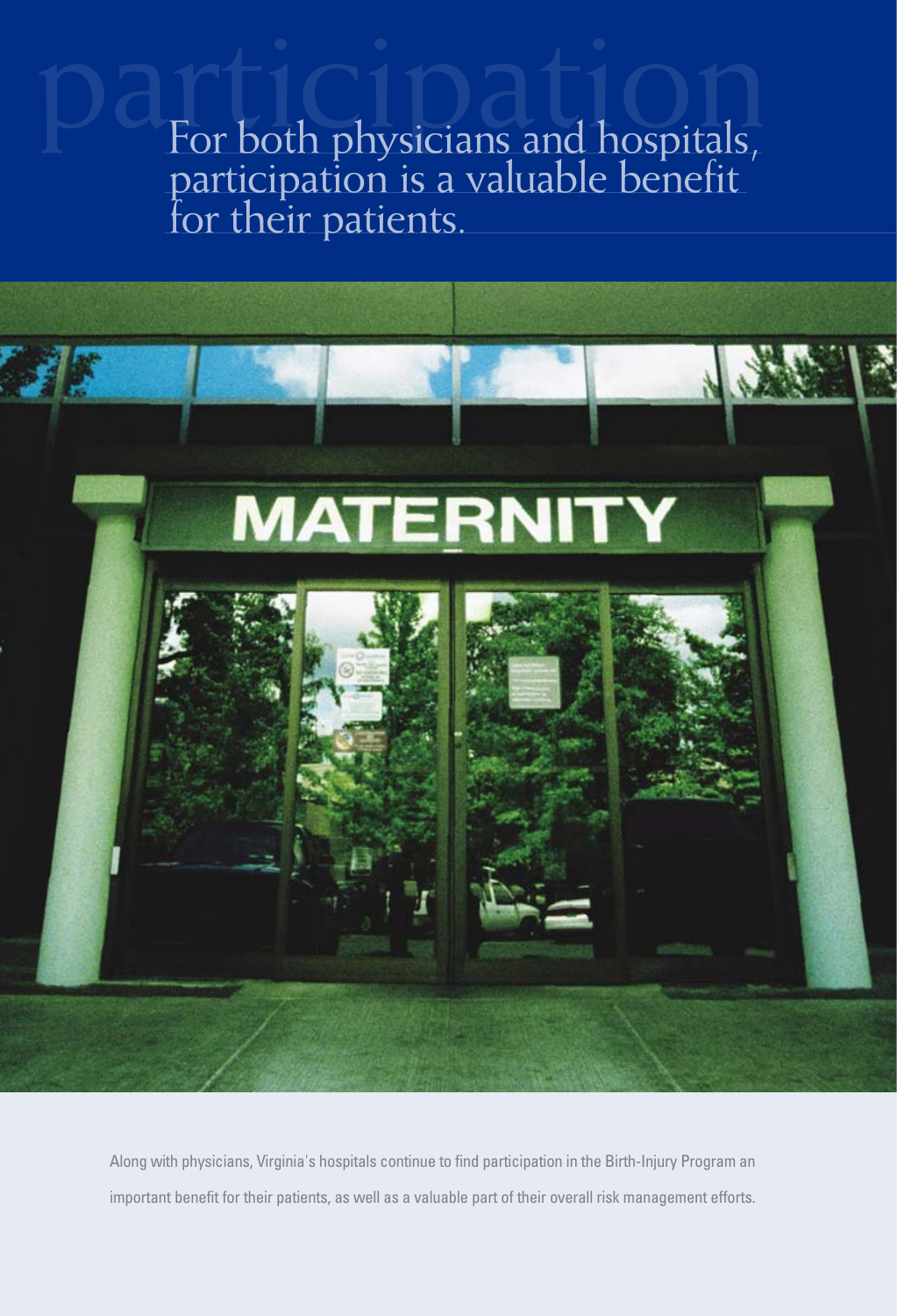# participation

For both physicians and hospitals, participation is a valuable benefit for their patients.

Along with physicians, Virginia's hospitals continue to find participation in the Birth-Injury Program an important benefit for their patients, as well as a valuable part of their overall risk management efforts.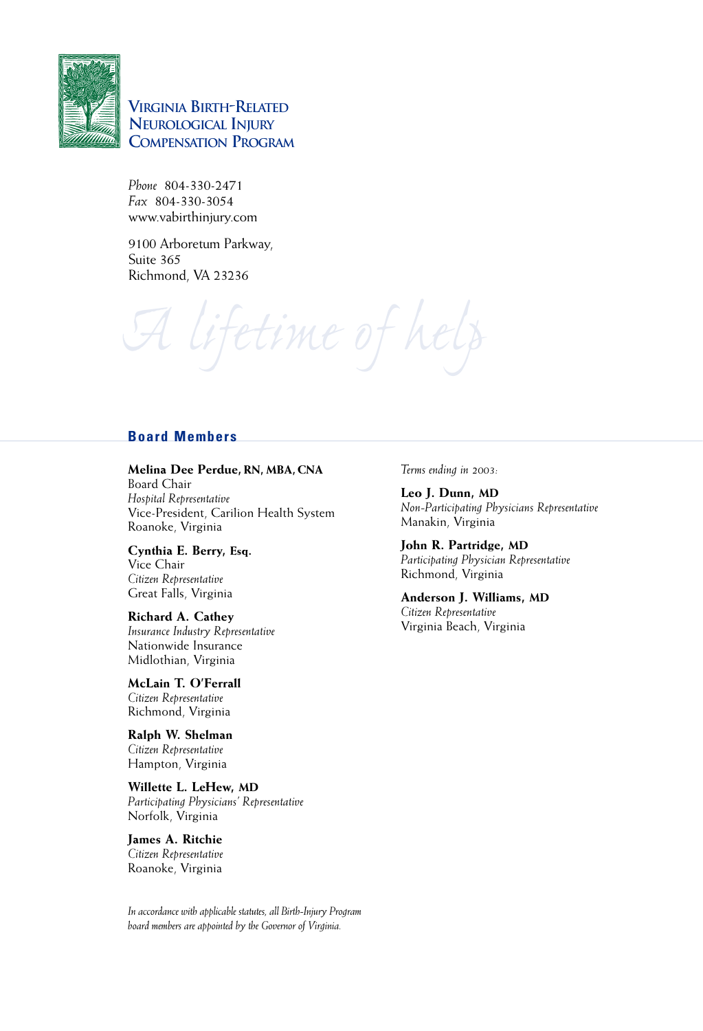# Virginia Birth-Related Neurological Injury Compensation Program

*Phone* 804-330-2471
*Fax* 804-330-3054
www.vabirthinjury.com

9100 Arboretum Parkway,
Suite 365
Richmond, VA 23236

*A lifetime of help*

## Board Members

**Melina Dee Perdue, RN, MBA, CNA**
Board Chair
*Hospital Representative*
Vice-President, Carilion Health System
Roanoke, Virginia

**Cynthia E. Berry, Esq.**
Vice Chair
*Citizen Representative*
Great Falls, Virginia

**Richard A. Cathey**
*Insurance Industry Representative*
Nationwide Insurance
Midlothian, Virginia

**McLain T. O'Ferrall**
*Citizen Representative*
Richmond, Virginia

**Ralph W. Shelman**
*Citizen Representative*
Hampton, Virginia

**Willette L. LeHew, MD**
*Participating Physicians' Representative*
Norfolk, Virginia

**James A. Ritchie**
*Citizen Representative*
Roanoke, Virginia

*Terms ending in 2003:*

**Leo J. Dunn, MD**
*Non-Participating Physicians Representative*
Manakin, Virginia

**John R. Partridge, MD**
*Participating Physician Representative*
Richmond, Virginia

**Anderson J. Williams, MD**
*Citizen Representative*
Virginia Beach, Virginia

*In accordance with applicable statutes, all Birth-Injury Program board members are appointed by the Governor of Virginia.*